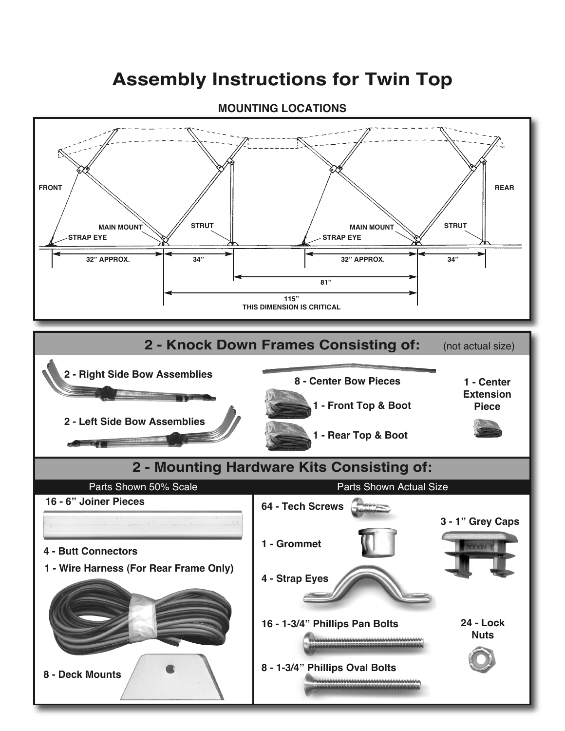# Assembly Instructions for Twin Top

## MOUNTING LOCATIONS

FRONT

REAR

MAIN MOUNT

STRUT

STRAP EYE

MAIN MOUNT

STRUT

STRAP EYE

32" APPROX. | 34" | 32" APPROX. | 34"

81"

115"
THIS DIMENSION IS CRITICAL

## 2 - Knock Down Frames Consisting of: (not actual size)

- 2 - Right Side Bow Assemblies
- 2 - Left Side Bow Assemblies
- 8 - Center Bow Pieces
- 1 - Front Top & Boot
- 1 - Rear Top & Boot
- 1 - Center Extension Piece

## 2 - Mounting Hardware Kits Consisting of:

**Parts Shown 50% Scale**

- 16 - 6" Joiner Pieces
- 4 - Butt Connectors
- 1 - Wire Harness (For Rear Frame Only)
- 8 - Deck Mounts

**Parts Shown Actual Size**

- 64 - Tech Screws
- 3 - 1" Grey Caps
- 1 - Grommet
- 4 - Strap Eyes
- 16 - 1-3/4" Phillips Pan Bolts
- 24 - Lock Nuts
- 8 - 1-3/4" Phillips Oval Bolts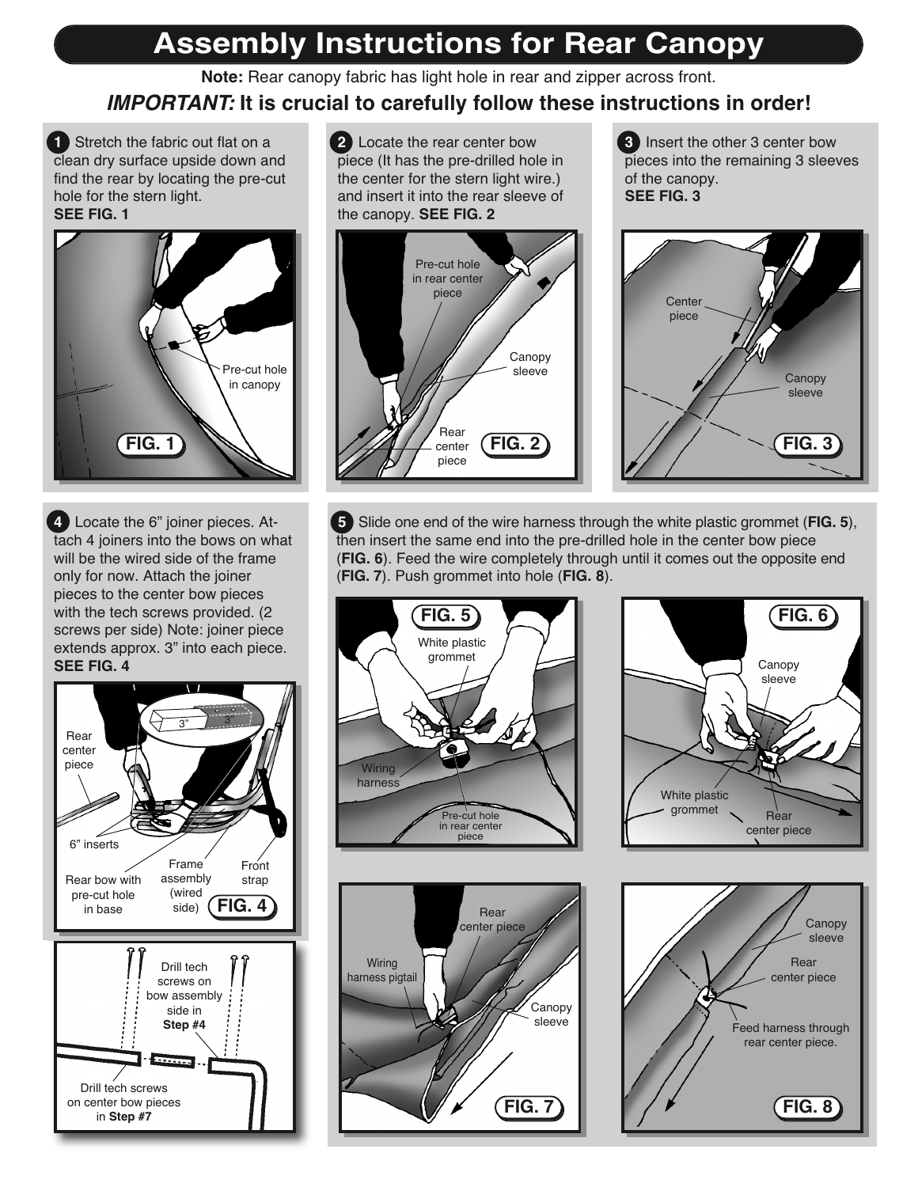# Assembly Instructions for Rear Canopy

**Note:** Rear canopy fabric has light hole in rear and zipper across front.

***IMPORTANT:* It is crucial to carefully follow these instructions in order!**

**1** Stretch the fabric out flat on a clean dry surface upside down and find the rear by locating the pre-cut hole for the stern light.
**SEE FIG. 1**

Pre-cut hole in canopy

FIG. 1

**2** Locate the rear center bow piece (It has the pre-drilled hole in the center for the stern light wire.) and insert it into the rear sleeve of the canopy. **SEE FIG. 2**

Pre-cut hole in rear center piece

Canopy sleeve

Rear center piece

FIG. 2

**3** Insert the other 3 center bow pieces into the remaining 3 sleeves of the canopy.
**SEE FIG. 3**

Center piece

Canopy sleeve

FIG. 3

**4** Locate the 6" joiner pieces. Attach 4 joiners into the bows on what will be the wired side of the frame only for now. Attach the joiner pieces to the center bow pieces with the tech screws provided. (2 screws per side) Note: joiner piece extends approx. 3" into each piece.
**SEE FIG. 4**

3" 3"

Rear center piece

6" inserts

Rear bow with pre-cut hole in base

Frame assembly (wired side)

Front strap

FIG. 4

Drill tech screws on bow assembly side in **Step #4**

Drill tech screws on center bow pieces in **Step #7**

**5** Slide one end of the wire harness through the white plastic grommet (**FIG. 5**), then insert the same end into the pre-drilled hole in the center bow piece (**FIG. 6**). Feed the wire completely through until it comes out the opposite end (**FIG. 7**). Push grommet into hole (**FIG. 8**).

FIG. 5

White plastic grommet

Wiring harness

Pre-cut hole in rear center piece

FIG. 6

Canopy sleeve

White plastic grommet

Rear center piece

Rear center piece

Wiring harness pigtail

Canopy sleeve

FIG. 7

Canopy sleeve

Rear center piece

Feed harness through rear center piece.

FIG. 8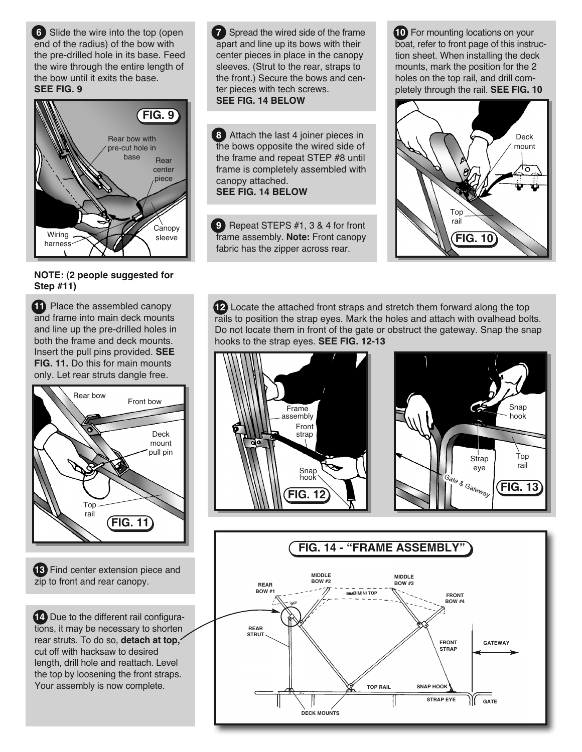**6** Slide the wire into the top (open end of the radius) of the bow with the pre-drilled hole in its base. Feed the wire through the entire length of the bow until it exits the base. **SEE FIG. 9**

FIG. 9

Rear bow with pre-cut hole in base

Rear center piece

Canopy sleeve

Wiring harness

**NOTE: (2 people suggested for Step #11)**

**7** Spread the wired side of the frame apart and line up its bows with their center pieces in place in the canopy sleeves. (Strut to the rear, straps to the front.) Secure the bows and center pieces with tech screws. **SEE FIG. 14 BELOW**

**8** Attach the last 4 joiner pieces in the bows opposite the wired side of the frame and repeat STEP #8 until frame is completely assembled with canopy attached. **SEE FIG. 14 BELOW**

**9** Repeat STEPS #1, 3 & 4 for front frame assembly. **Note:** Front canopy fabric has the zipper across rear.

**10** For mounting locations on your boat, refer to front page of this instruction sheet. When installing the deck mounts, mark the position for the 2 holes on the top rail, and drill completely through the rail. **SEE FIG. 10**

Deck mount

Top rail

FIG. 10

**11** Place the assembled canopy and frame into main deck mounts and line up the pre-drilled holes in both the frame and deck mounts. Insert the pull pins provided. **SEE FIG. 11.** Do this for main mounts only. Let rear struts dangle free.

Rear bow

Front bow

Deck mount pull pin

Top rail

FIG. 11

**12** Locate the attached front straps and stretch them forward along the top rails to position the strap eyes. Mark the holes and attach with ovalhead bolts. Do not locate them in front of the gate or obstruct the gateway. Snap the snap hooks to the strap eyes. **SEE FIG. 12-13**

Frame assembly

Front strap

Snap hook

FIG. 12

Snap hook

Strap eye

Top rail

Gate & Gateway

FIG. 13

**13** Find center extension piece and zip to front and rear canopy.

**14** Due to the different rail configurations, it may be necessary to shorten rear struts. To do so, **detach at top,** cut off with hacksaw to desired length, drill hole and reattach. Level the top by loosening the front straps. Your assembly is now complete.

FIG. 14 - "FRAME ASSEMBLY"

REAR BOW #1

MIDDLE BOW #2

MIDDLE BOW #3

FRONT BOW #4

BIMINI TOP

REAR STRUT

FRONT STRAP

GATEWAY

TOP RAIL

SNAP HOOK

STRAP EYE

GATE

DECK MOUNTS